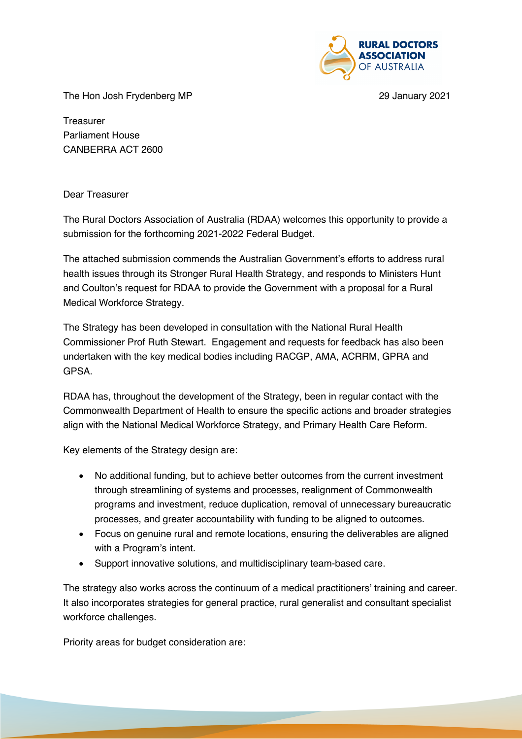RURAL DOCTORS ASSOCIATION OF AUSTRALIA

The Hon Josh Frydenberg MP

29 January 2021

Treasurer
Parliament House
CANBERRA ACT 2600

Dear Treasurer

The Rural Doctors Association of Australia (RDAA) welcomes this opportunity to provide a submission for the forthcoming 2021-2022 Federal Budget.

The attached submission commends the Australian Government's efforts to address rural health issues through its Stronger Rural Health Strategy, and responds to Ministers Hunt and Coulton's request for RDAA to provide the Government with a proposal for a Rural Medical Workforce Strategy.

The Strategy has been developed in consultation with the National Rural Health Commissioner Prof Ruth Stewart. Engagement and requests for feedback has also been undertaken with the key medical bodies including RACGP, AMA, ACRRM, GPRA and GPSA.

RDAA has, throughout the development of the Strategy, been in regular contact with the Commonwealth Department of Health to ensure the specific actions and broader strategies align with the National Medical Workforce Strategy, and Primary Health Care Reform.

Key elements of the Strategy design are:

- No additional funding, but to achieve better outcomes from the current investment through streamlining of systems and processes, realignment of Commonwealth programs and investment, reduce duplication, removal of unnecessary bureaucratic processes, and greater accountability with funding to be aligned to outcomes.
- Focus on genuine rural and remote locations, ensuring the deliverables are aligned with a Program's intent.
- Support innovative solutions, and multidisciplinary team-based care.

The strategy also works across the continuum of a medical practitioners' training and career. It also incorporates strategies for general practice, rural generalist and consultant specialist workforce challenges.

Priority areas for budget consideration are: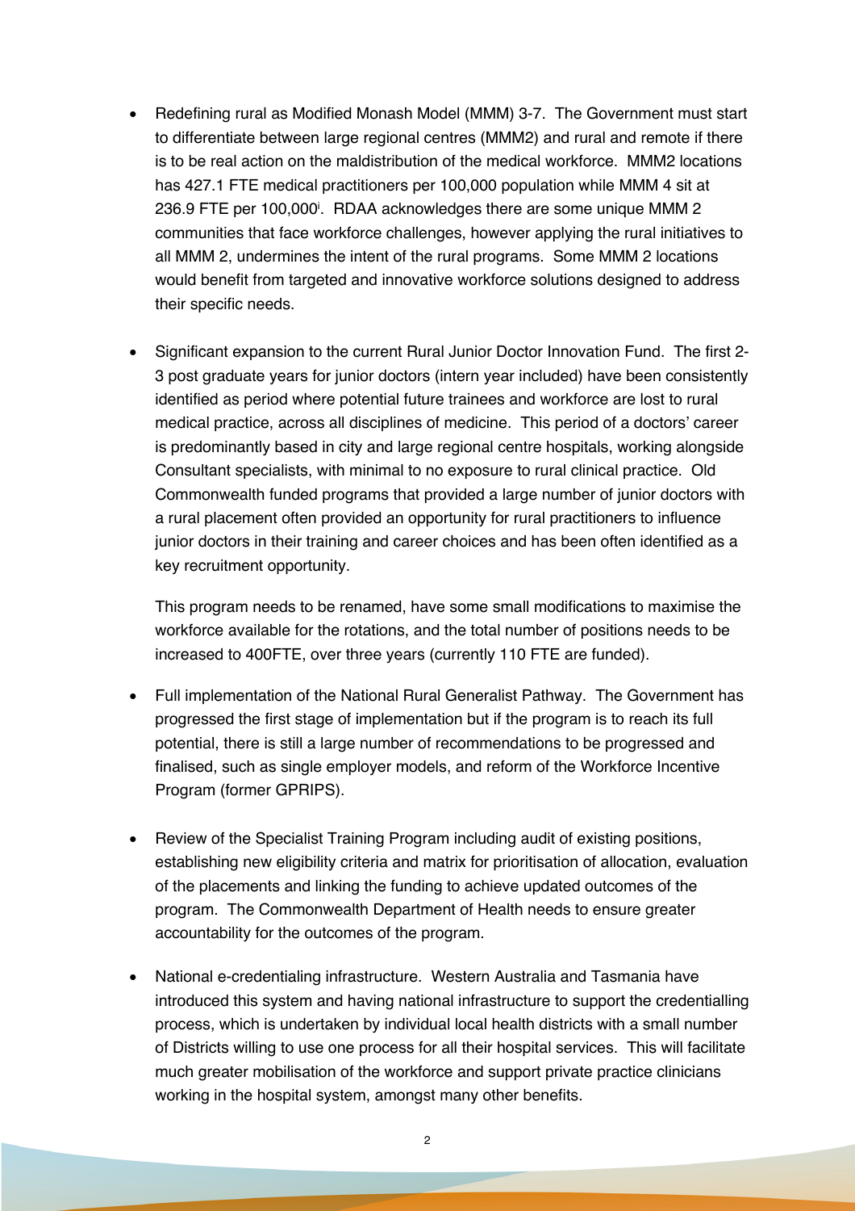- Redefining rural as Modified Monash Model (MMM) 3-7. The Government must start to differentiate between large regional centres (MMM2) and rural and remote if there is to be real action on the maldistribution of the medical workforce. MMM2 locations has 427.1 FTE medical practitioners per 100,000 population while MMM 4 sit at 236.9 FTE per 100,000[i]. RDAA acknowledges there are some unique MMM 2 communities that face workforce challenges, however applying the rural initiatives to all MMM 2, undermines the intent of the rural programs. Some MMM 2 locations would benefit from targeted and innovative workforce solutions designed to address their specific needs.

- Significant expansion to the current Rural Junior Doctor Innovation Fund. The first 2-3 post graduate years for junior doctors (intern year included) have been consistently identified as period where potential future trainees and workforce are lost to rural medical practice, across all disciplines of medicine. This period of a doctors' career is predominantly based in city and large regional centre hospitals, working alongside Consultant specialists, with minimal to no exposure to rural clinical practice. Old Commonwealth funded programs that provided a large number of junior doctors with a rural placement often provided an opportunity for rural practitioners to influence junior doctors in their training and career choices and has been often identified as a key recruitment opportunity.

  This program needs to be renamed, have some small modifications to maximise the workforce available for the rotations, and the total number of positions needs to be increased to 400FTE, over three years (currently 110 FTE are funded).

- Full implementation of the National Rural Generalist Pathway. The Government has progressed the first stage of implementation but if the program is to reach its full potential, there is still a large number of recommendations to be progressed and finalised, such as single employer models, and reform of the Workforce Incentive Program (former GPRIPS).

- Review of the Specialist Training Program including audit of existing positions, establishing new eligibility criteria and matrix for prioritisation of allocation, evaluation of the placements and linking the funding to achieve updated outcomes of the program. The Commonwealth Department of Health needs to ensure greater accountability for the outcomes of the program.

- National e-credentialing infrastructure. Western Australia and Tasmania have introduced this system and having national infrastructure to support the credentialling process, which is undertaken by individual local health districts with a small number of Districts willing to use one process for all their hospital services. This will facilitate much greater mobilisation of the workforce and support private practice clinicians working in the hospital system, amongst many other benefits.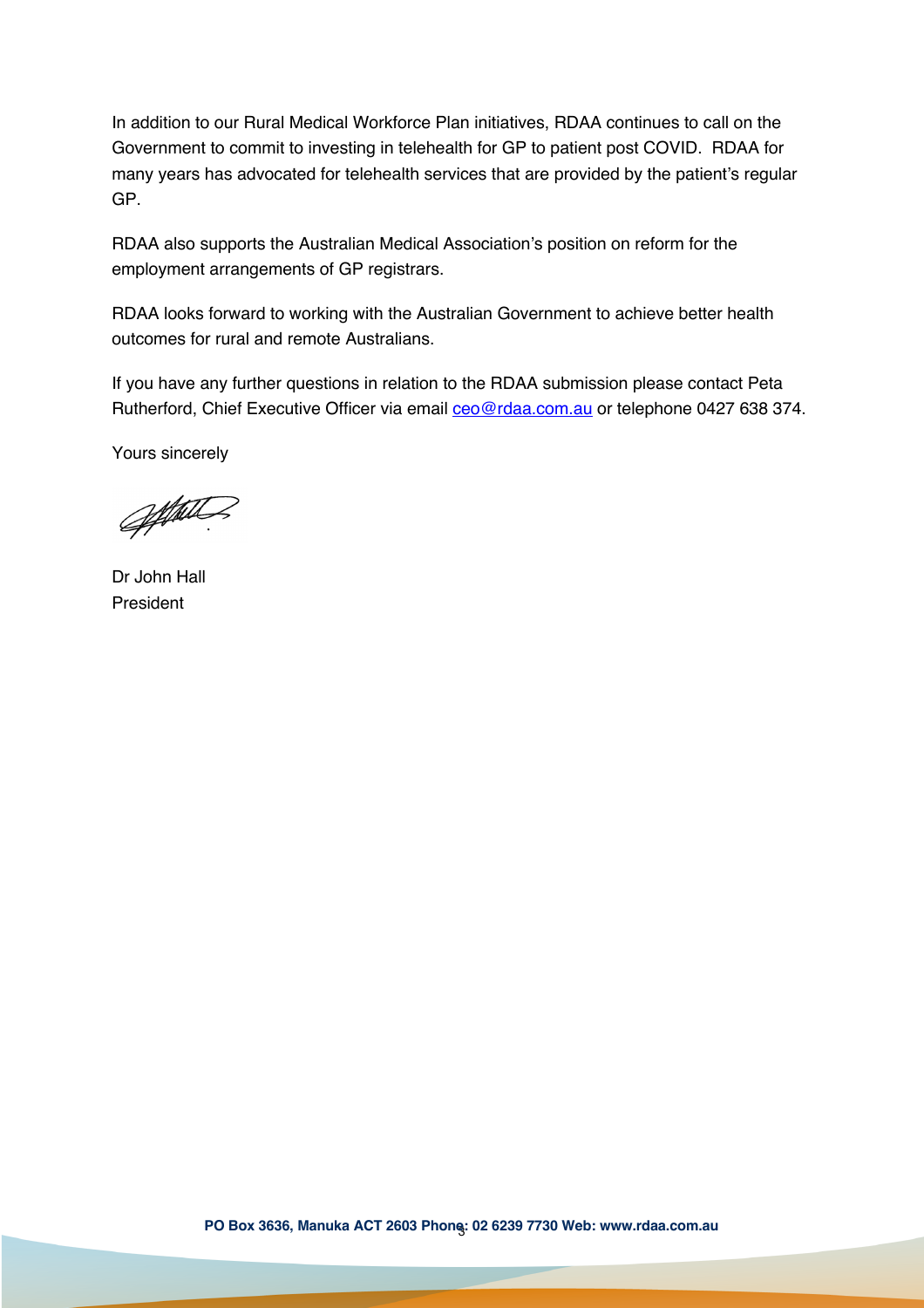In addition to our Rural Medical Workforce Plan initiatives, RDAA continues to call on the Government to commit to investing in telehealth for GP to patient post COVID. RDAA for many years has advocated for telehealth services that are provided by the patient's regular GP.

RDAA also supports the Australian Medical Association's position on reform for the employment arrangements of GP registrars.

RDAA looks forward to working with the Australian Government to achieve better health outcomes for rural and remote Australians.

If you have any further questions in relation to the RDAA submission please contact Peta Rutherford, Chief Executive Officer via email ceo@rdaa.com.au or telephone 0427 638 374.

Yours sincerely

Dr John Hall
President

**PO Box 3636, Manuka ACT 2603 Phone: 02 6239 7730 Web: www.rdaa.com.au**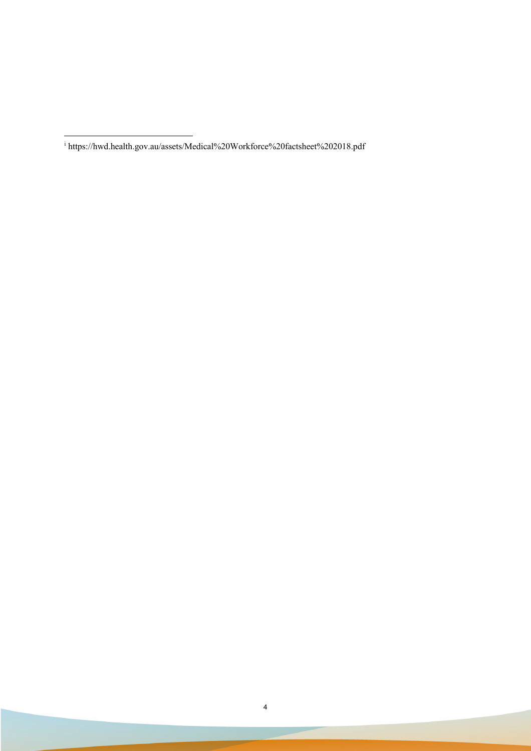[i] https://hwd.health.gov.au/assets/Medical%20Workforce%20factsheet%202018.pdf